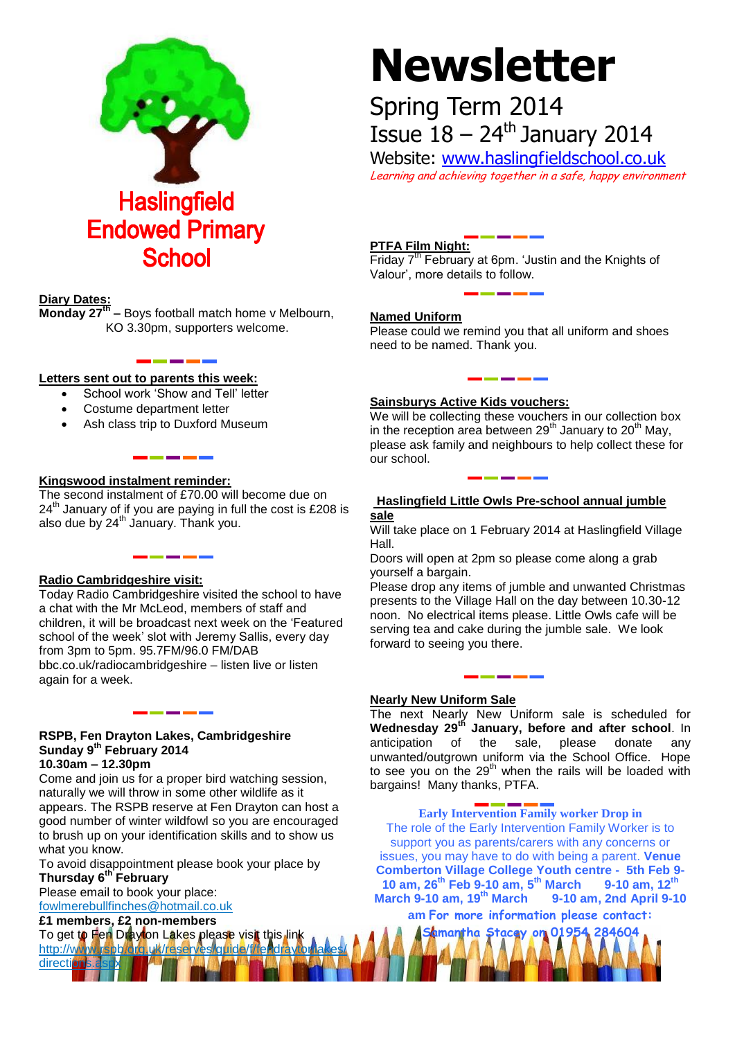# Haslingfield Endowed Primary School

# Newsletter

Spring Term 2014

Issue 18 – 24th January 2014

Website: www.haslingfieldschool.co.uk

*Learning and achieving together in a safe, happy environment*

**Diary Dates:**

**Monday 27th** – Boys football match home v Melbourn, KO 3.30pm, supporters welcome.

**Letters sent out to parents this week:**

- School work 'Show and Tell' letter
- Costume department letter
- Ash class trip to Duxford Museum

**Kingswood instalment reminder:**

The second instalment of £70.00 will become due on 24th January of if you are paying in full the cost is £208 is also due by 24th January. Thank you.

**Radio Cambridgeshire visit:**

Today Radio Cambridgeshire visited the school to have a chat with the Mr McLeod, members of staff and children, it will be broadcast next week on the 'Featured school of the week' slot with Jeremy Sallis, every day from 3pm to 5pm. 95.7FM/96.0 FM/DAB bbc.co.uk/radiocambridgeshire – listen live or listen again for a week.

**RSPB, Fen Drayton Lakes, Cambridgeshire**
**Sunday 9th February 2014**
**10.30am – 12.30pm**

Come and join us for a proper bird watching session, naturally we will throw in some other wildlife as it appears. The RSPB reserve at Fen Drayton can host a good number of winter wildfowl so you are encouraged to brush up on your identification skills and to show us what you know.

To avoid disappointment please book your place by **Thursday 6th February**

Please email to book your place:
fowlmerebullfinches@hotmail.co.uk

**£1 members, £2 non-members**

To get to Fen Drayton Lakes please visit this link
http://www.rspb.org.uk/reserves/guide/f/fendraytonlakes/directions.aspx

**PTFA Film Night:**

Friday 7th February at 6pm. 'Justin and the Knights of Valour', more details to follow.

**Named Uniform**

Please could we remind you that all uniform and shoes need to be named. Thank you.

**Sainsburys Active Kids vouchers:**

We will be collecting these vouchers in our collection box in the reception area between 29th January to 20th May, please ask family and neighbours to help collect these for our school.

**Haslingfield Little Owls Pre-school annual jumble sale**

Will take place on 1 February 2014 at Haslingfield Village Hall.

Doors will open at 2pm so please come along a grab yourself a bargain.

Please drop any items of jumble and unwanted Christmas presents to the Village Hall on the day between 10.30-12 noon. No electrical items please. Little Owls cafe will be serving tea and cake during the jumble sale. We look forward to seeing you there.

**Nearly New Uniform Sale**

The next Nearly New Uniform sale is scheduled for **Wednesday 29th January, before and after school**. In anticipation of the sale, please donate any unwanted/outgrown uniform via the School Office. Hope to see you on the 29th when the rails will be loaded with bargains! Many thanks, PTFA.

**Early Intervention Family worker Drop in**

The role of the Early Intervention Family Worker is to support you as parents/carers with any concerns or issues, you may have to do with being a parent. **Venue Comberton Village College Youth centre - 5th Feb 9-10 am, 26th Feb 9-10 am, 5th March 9-10 am, 12th March 9-10 am, 19th March 9-10 am, 2nd April 9-10 am For more information please contact: Samantha Stacey on 01954 284604**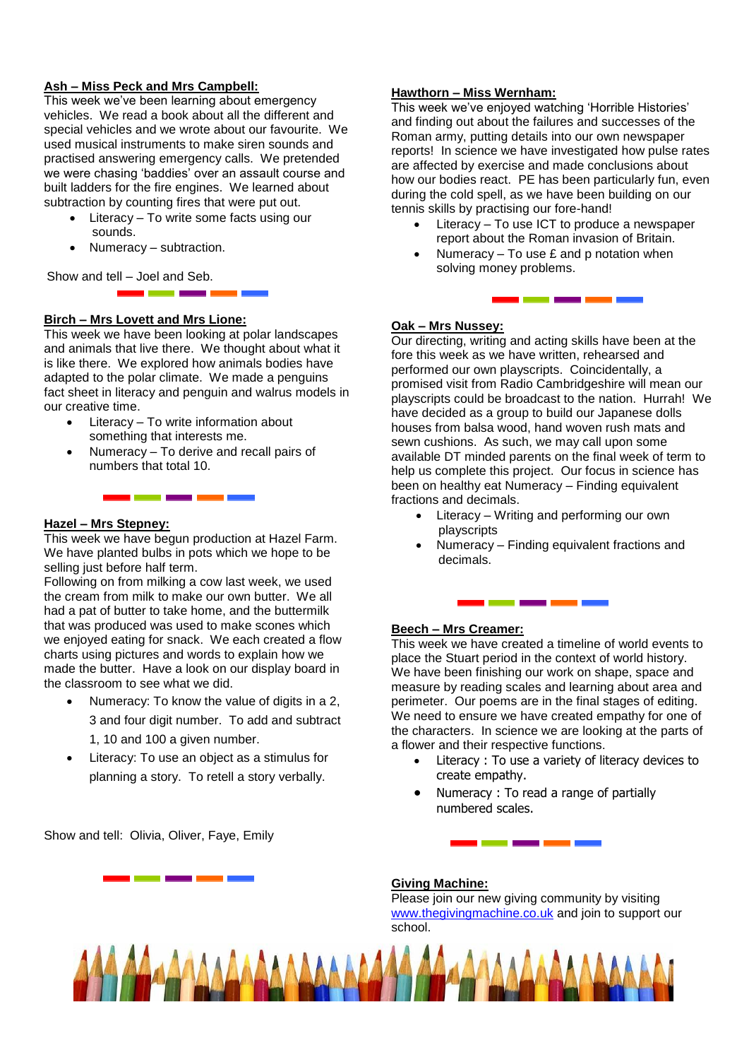**Ash – Miss Peck and Mrs Campbell:**

This week we've been learning about emergency vehicles. We read a book about all the different and special vehicles and we wrote about our favourite. We used musical instruments to make siren sounds and practised answering emergency calls. We pretended we were chasing 'baddies' over an assault course and built ladders for the fire engines. We learned about subtraction by counting fires that were put out.

- Literacy – To write some facts using our sounds.
- Numeracy – subtraction.

Show and tell – Joel and Seb.

**Birch – Mrs Lovett and Mrs Lione:**

This week we have been looking at polar landscapes and animals that live there. We thought about what it is like there. We explored how animals bodies have adapted to the polar climate. We made a penguins fact sheet in literacy and penguin and walrus models in our creative time.

- Literacy – To write information about something that interests me.
- Numeracy – To derive and recall pairs of numbers that total 10.

**Hazel – Mrs Stepney:**

This week we have begun production at Hazel Farm. We have planted bulbs in pots which we hope to be selling just before half term.

Following on from milking a cow last week, we used the cream from milk to make our own butter. We all had a pat of butter to take home, and the buttermilk that was produced was used to make scones which we enjoyed eating for snack. We each created a flow charts using pictures and words to explain how we made the butter. Have a look on our display board in the classroom to see what we did.

- Numeracy: To know the value of digits in a 2, 3 and four digit number. To add and subtract 1, 10 and 100 a given number.
- Literacy: To use an object as a stimulus for planning a story. To retell a story verbally.

Show and tell: Olivia, Oliver, Faye, Emily

**Hawthorn – Miss Wernham:**

This week we've enjoyed watching 'Horrible Histories' and finding out about the failures and successes of the Roman army, putting details into our own newspaper reports! In science we have investigated how pulse rates are affected by exercise and made conclusions about how our bodies react. PE has been particularly fun, even during the cold spell, as we have been building on our tennis skills by practising our fore-hand!

- Literacy – To use ICT to produce a newspaper report about the Roman invasion of Britain.
- Numeracy – To use £ and p notation when solving money problems.

**Oak – Mrs Nussey:**

Our directing, writing and acting skills have been at the fore this week as we have written, rehearsed and performed our own playscripts. Coincidentally, a promised visit from Radio Cambridgeshire will mean our playscripts could be broadcast to the nation. Hurrah! We have decided as a group to build our Japanese dolls houses from balsa wood, hand woven rush mats and sewn cushions. As such, we may call upon some available DT minded parents on the final week of term to help us complete this project. Our focus in science has been on healthy eat Numeracy – Finding equivalent fractions and decimals.

- Literacy – Writing and performing our own playscripts
- Numeracy – Finding equivalent fractions and decimals.

**Beech – Mrs Creamer:**

This week we have created a timeline of world events to place the Stuart period in the context of world history. We have been finishing our work on shape, space and measure by reading scales and learning about area and perimeter. Our poems are in the final stages of editing. We need to ensure we have created empathy for one of the characters. In science we are looking at the parts of a flower and their respective functions.

- Literacy : To use a variety of literacy devices to create empathy.
- Numeracy : To read a range of partially numbered scales.

**Giving Machine:**

Please join our new giving community by visiting www.thegivingmachine.co.uk and join to support our school.